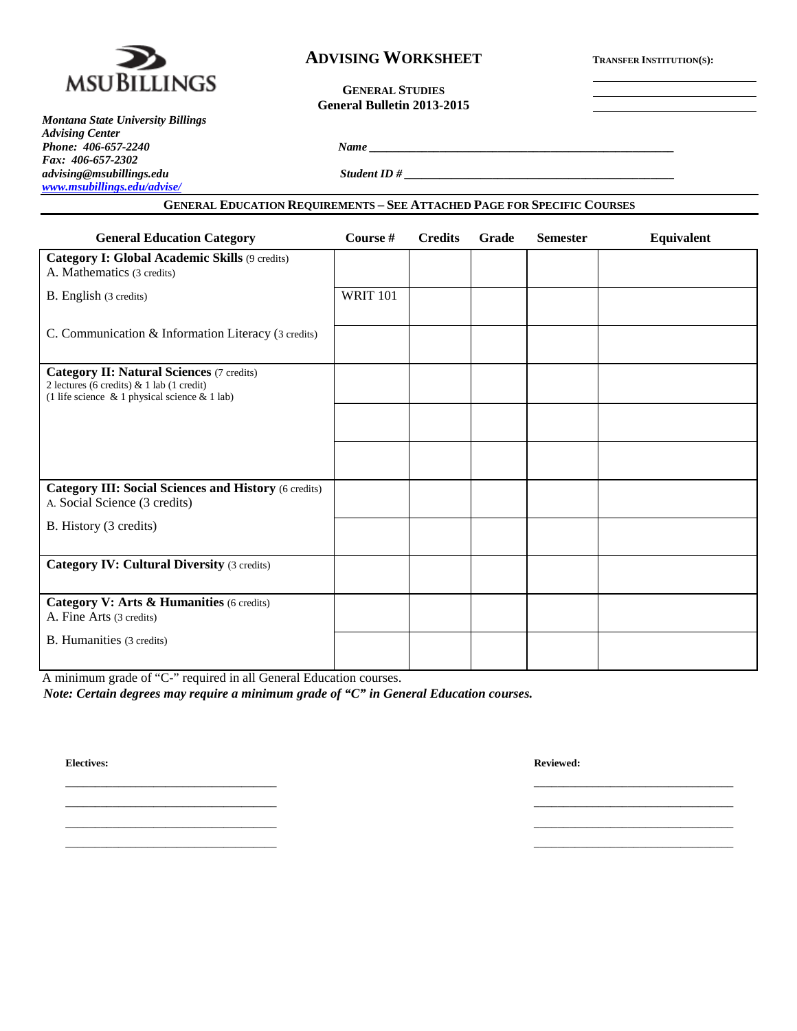MSU BILLINGS

# ADVISING WORKSHEET

**GENERAL STUDIES**
**General Bulletin 2013-2015**

**TRANSFER INSTITUTION(S):**

______________________

______________________

______________________

***Montana State University Billings***
***Advising Center***
***Phone: 406-657-2240***
***Fax: 406-657-2302***
***advising@msubillings.edu***
***www.msubillings.edu/advise/***

***Name*** ______________________________________________

***Student ID #*** ______________________________________________

## GENERAL EDUCATION REQUIREMENTS – SEE ATTACHED PAGE FOR SPECIFIC COURSES

| General Education Category | Course # | Credits | Grade | Semester | Equivalent |
|---|---|---|---|---|---|
| **Category I: Global Academic Skills** (9 credits) A. Mathematics (3 credits) | | | | | |
| B. English (3 credits) | WRIT 101 | | | | |
| C. Communication & Information Literacy (3 credits) | | | | | |
| **Category II: Natural Sciences** (7 credits) 2 lectures (6 credits) & 1 lab (1 credit) (1 life science & 1 physical science & 1 lab) | | | | | |
| | | | | | |
| | | | | | |
| **Category III: Social Sciences and History** (6 credits) A. Social Science (3 credits) | | | | | |
| B. History (3 credits) | | | | | |
| **Category IV: Cultural Diversity** (3 credits) | | | | | |
| **Category V: Arts & Humanities** (6 credits) A. Fine Arts (3 credits) | | | | | |
| B. Humanities (3 credits) | | | | | |

A minimum grade of "C-" required in all General Education courses.

***Note: Certain degrees may require a minimum grade of "C" in General Education courses.***

**Electives:**

______________________________

______________________________

______________________________

______________________________

**Reviewed:**

______________________________

______________________________

______________________________

______________________________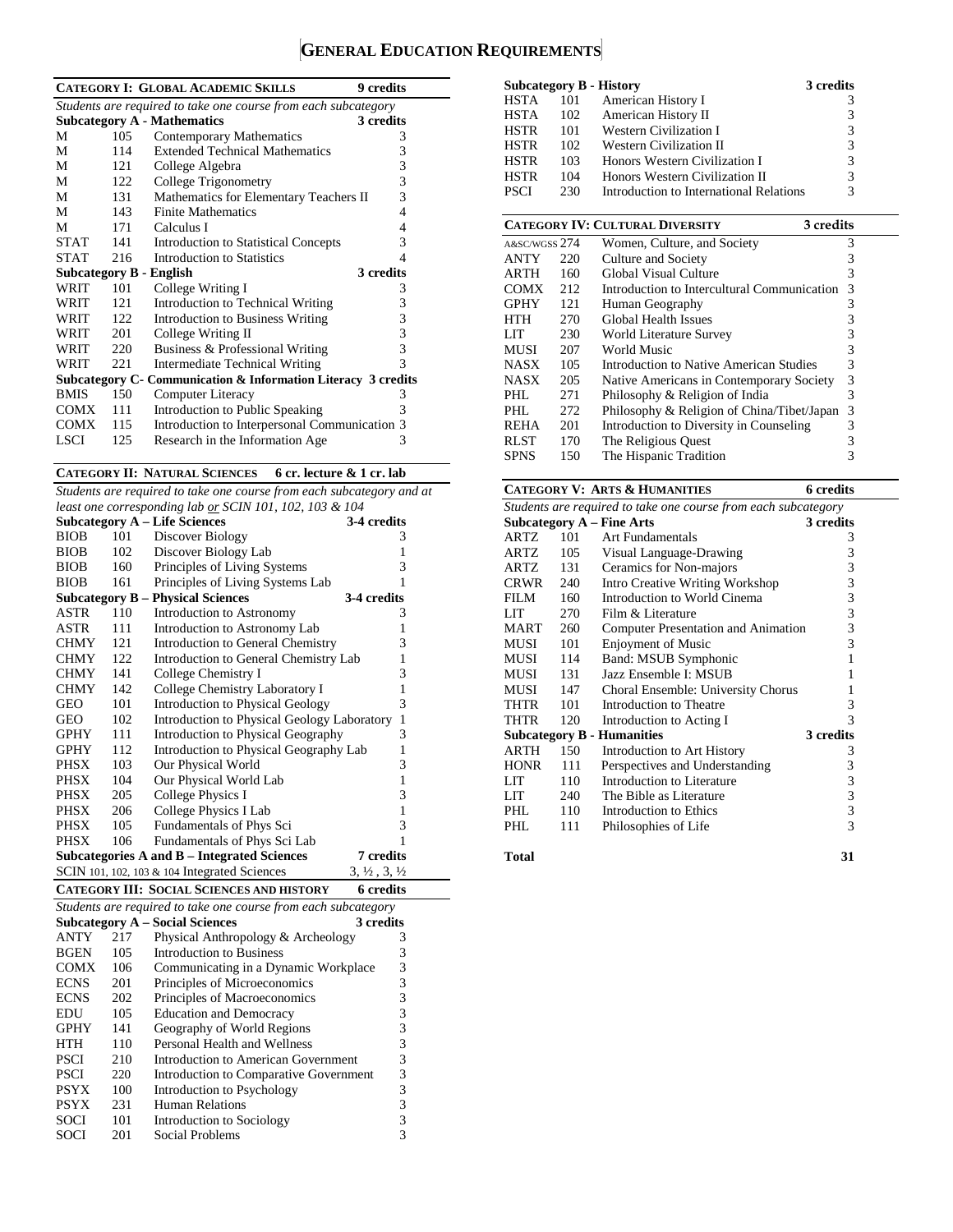# GENERAL EDUCATION REQUIREMENTS

## CATEGORY I: GLOBAL ACADEMIC SKILLS — 9 credits

*Students are required to take one course from each subcategory*

| | | | |
|---|---|---|---|
| **Subcategory A - Mathematics** | | | **3 credits** |
| M | 105 | Contemporary Mathematics | 3 |
| M | 114 | Extended Technical Mathematics | 3 |
| M | 121 | College Algebra | 3 |
| M | 122 | College Trigonometry | 3 |
| M | 131 | Mathematics for Elementary Teachers II | 3 |
| M | 143 | Finite Mathematics | 4 |
| M | 171 | Calculus I | 4 |
| STAT | 141 | Introduction to Statistical Concepts | 3 |
| STAT | 216 | Introduction to Statistics | 4 |
| **Subcategory B - English** | | | **3 credits** |
| WRIT | 101 | College Writing I | 3 |
| WRIT | 121 | Introduction to Technical Writing | 3 |
| WRIT | 122 | Introduction to Business Writing | 3 |
| WRIT | 201 | College Writing II | 3 |
| WRIT | 220 | Business & Professional Writing | 3 |
| WRIT | 221 | Intermediate Technical Writing | 3 |
| **Subcategory C- Communication & Information Literacy** | | | **3 credits** |
| BMIS | 150 | Computer Literacy | 3 |
| COMX | 111 | Introduction to Public Speaking | 3 |
| COMX | 115 | Introduction to Interpersonal Communication | 3 |
| LSCI | 125 | Research in the Information Age | 3 |

## CATEGORY II: NATURAL SCIENCES — 6 cr. lecture & 1 cr. lab

*Students are required to take one course from each subcategory and at least one corresponding lab or SCIN 101, 102, 103 & 104*

| | | | |
|---|---|---|---|
| **Subcategory A – Life Sciences** | | | **3-4 credits** |
| BIOB | 101 | Discover Biology | 3 |
| BIOB | 102 | Discover Biology Lab | 1 |
| BIOB | 160 | Principles of Living Systems | 3 |
| BIOB | 161 | Principles of Living Systems Lab | 1 |
| **Subcategory B – Physical Sciences** | | | **3-4 credits** |
| ASTR | 110 | Introduction to Astronomy | 3 |
| ASTR | 111 | Introduction to Astronomy Lab | 1 |
| CHMY | 121 | Introduction to General Chemistry | 3 |
| CHMY | 122 | Introduction to General Chemistry Lab | 1 |
| CHMY | 141 | College Chemistry I | 3 |
| CHMY | 142 | College Chemistry Laboratory I | 1 |
| GEO | 101 | Introduction to Physical Geology | 3 |
| GEO | 102 | Introduction to Physical Geology Laboratory | 1 |
| GPHY | 111 | Introduction to Physical Geography | 3 |
| GPHY | 112 | Introduction to Physical Geography Lab | 1 |
| PHSX | 103 | Our Physical World | 3 |
| PHSX | 104 | Our Physical World Lab | 1 |
| PHSX | 205 | College Physics I | 3 |
| PHSX | 206 | College Physics I Lab | 1 |
| PHSX | 105 | Fundamentals of Phys Sci | 3 |
| PHSX | 106 | Fundamentals of Phys Sci Lab | 1 |
| **Subcategories A and B – Integrated Sciences** | | | **7 credits** |
| SCIN 101, 102, 103 & 104 Integrated Sciences | | | 3, ½ , 3, ½ |

## CATEGORY III: SOCIAL SCIENCES AND HISTORY — 6 credits

*Students are required to take one course from each subcategory*

| | | | |
|---|---|---|---|
| **Subcategory A – Social Sciences** | | | **3 credits** |
| ANTY | 217 | Physical Anthropology & Archeology | 3 |
| BGEN | 105 | Introduction to Business | 3 |
| COMX | 106 | Communicating in a Dynamic Workplace | 3 |
| ECNS | 201 | Principles of Microeconomics | 3 |
| ECNS | 202 | Principles of Macroeconomics | 3 |
| EDU | 105 | Education and Democracy | 3 |
| GPHY | 141 | Geography of World Regions | 3 |
| HTH | 110 | Personal Health and Wellness | 3 |
| PSCI | 210 | Introduction to American Government | 3 |
| PSCI | 220 | Introduction to Comparative Government | 3 |
| PSYX | 100 | Introduction to Psychology | 3 |
| PSYX | 231 | Human Relations | 3 |
| SOCI | 101 | Introduction to Sociology | 3 |
| SOCI | 201 | Social Problems | 3 |
| **Subcategory B - History** | | | **3 credits** |
| HSTA | 101 | American History I | 3 |
| HSTA | 102 | American History II | 3 |
| HSTR | 101 | Western Civilization I | 3 |
| HSTR | 102 | Western Civilization II | 3 |
| HSTR | 103 | Honors Western Civilization I | 3 |
| HSTR | 104 | Honors Western Civilization II | 3 |
| PSCI | 230 | Introduction to International Relations | 3 |

## CATEGORY IV: CULTURAL DIVERSITY — 3 credits

| | | | |
|---|---|---|---|
| A&SC/WGSS | 274 | Women, Culture, and Society | 3 |
| ANTY | 220 | Culture and Society | 3 |
| ARTH | 160 | Global Visual Culture | 3 |
| COMX | 212 | Introduction to Intercultural Communication | 3 |
| GPHY | 121 | Human Geography | 3 |
| HTH | 270 | Global Health Issues | 3 |
| LIT | 230 | World Literature Survey | 3 |
| MUSI | 207 | World Music | 3 |
| NASX | 105 | Introduction to Native American Studies | 3 |
| NASX | 205 | Native Americans in Contemporary Society | 3 |
| PHL | 271 | Philosophy & Religion of India | 3 |
| PHL | 272 | Philosophy & Religion of China/Tibet/Japan | 3 |
| REHA | 201 | Introduction to Diversity in Counseling | 3 |
| RLST | 170 | The Religious Quest | 3 |
| SPNS | 150 | The Hispanic Tradition | 3 |

## CATEGORY V: ARTS & HUMANITIES — 6 credits

*Students are required to take one course from each subcategory*

| | | | |
|---|---|---|---|
| **Subcategory A – Fine Arts** | | | **3 credits** |
| ARTZ | 101 | Art Fundamentals | 3 |
| ARTZ | 105 | Visual Language-Drawing | 3 |
| ARTZ | 131 | Ceramics for Non-majors | 3 |
| CRWR | 240 | Intro Creative Writing Workshop | 3 |
| FILM | 160 | Introduction to World Cinema | 3 |
| LIT | 270 | Film & Literature | 3 |
| MART | 260 | Computer Presentation and Animation | 3 |
| MUSI | 101 | Enjoyment of Music | 3 |
| MUSI | 114 | Band: MSUB Symphonic | 1 |
| MUSI | 131 | Jazz Ensemble I: MSUB | 1 |
| MUSI | 147 | Choral Ensemble: University Chorus | 1 |
| THTR | 101 | Introduction to Theatre | 3 |
| THTR | 120 | Introduction to Acting I | 3 |
| **Subcategory B - Humanities** | | | **3 credits** |
| ARTH | 150 | Introduction to Art History | 3 |
| HONR | 111 | Perspectives and Understanding | 3 |
| LIT | 110 | Introduction to Literature | 3 |
| LIT | 240 | The Bible as Literature | 3 |
| PHL | 110 | Introduction to Ethics | 3 |
| PHL | 111 | Philosophies of Life | 3 |

**Total** — **31**